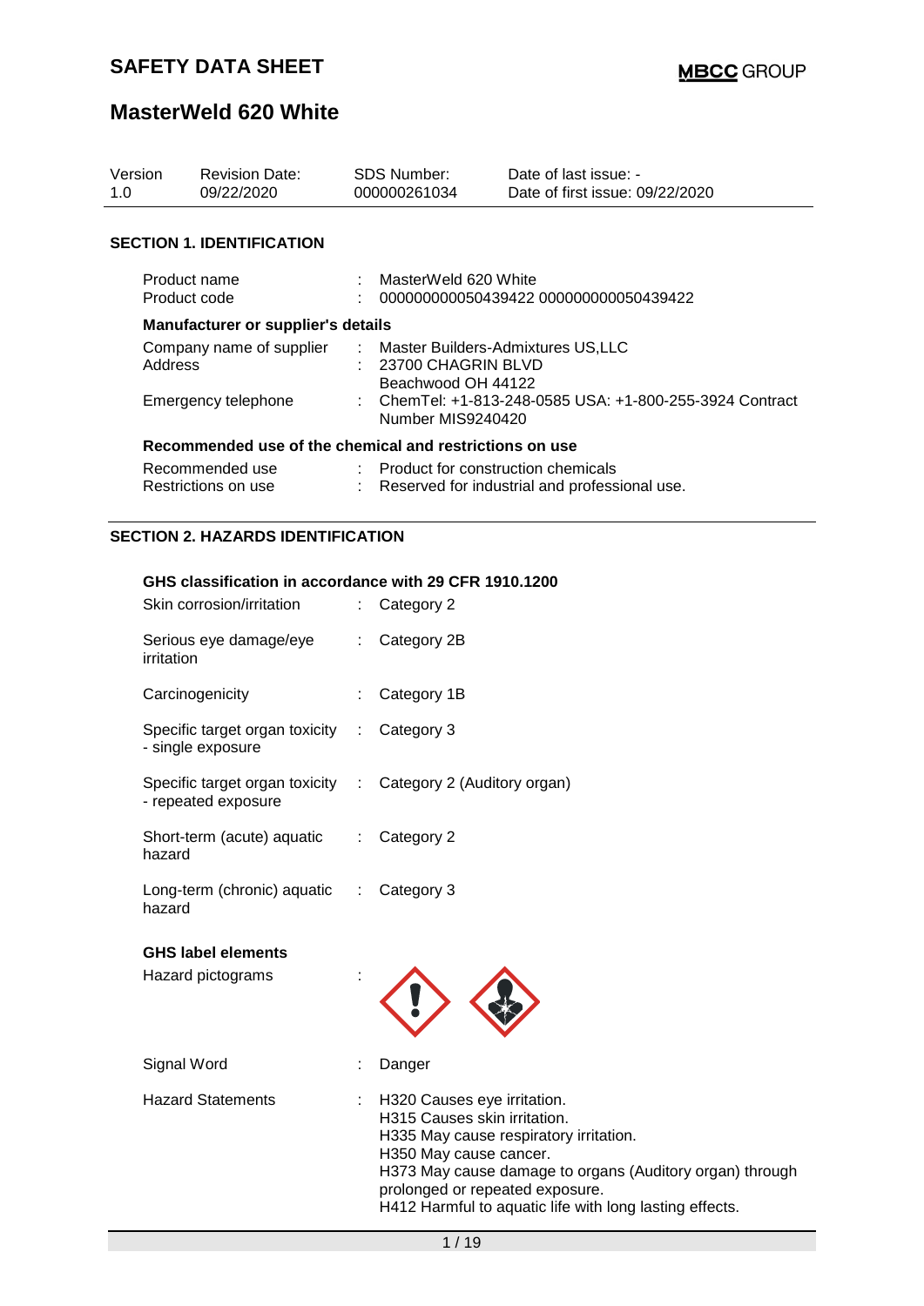# SAFETY DATA SHEET

**MBCC GROUP**

# MasterWeld 620 White

| Version | Revision Date: | SDS Number: | Date of last issue: - |
|---|---|---|---|
| 1.0 | 09/22/2020 | 000000261034 | Date of first issue: 09/22/2020 |

## SECTION 1. IDENTIFICATION

Product name : MasterWeld 620 White
Product code : 000000000050439422 000000000050439422

**Manufacturer or supplier's details**

Company name of supplier : Master Builders-Admixtures US,LLC
Address : 23700 CHAGRIN BLVD
Beachwood OH 44122
Emergency telephone : ChemTel: +1-813-248-0585 USA: +1-800-255-3924 Contract Number MIS9240420

**Recommended use of the chemical and restrictions on use**

Recommended use : Product for construction chemicals
Restrictions on use : Reserved for industrial and professional use.

## SECTION 2. HAZARDS IDENTIFICATION

**GHS classification in accordance with 29 CFR 1910.1200**

Skin corrosion/irritation : Category 2

Serious eye damage/eye irritation : Category 2B

Carcinogenicity : Category 1B

Specific target organ toxicity - single exposure : Category 3

Specific target organ toxicity - repeated exposure : Category 2 (Auditory organ)

Short-term (acute) aquatic hazard : Category 2

Long-term (chronic) aquatic hazard : Category 3

**GHS label elements**

Hazard pictograms :

Signal Word : Danger

Hazard Statements : H320 Causes eye irritation.
H315 Causes skin irritation.
H335 May cause respiratory irritation.
H350 May cause cancer.
H373 May cause damage to organs (Auditory organ) through prolonged or repeated exposure.
H412 Harmful to aquatic life with long lasting effects.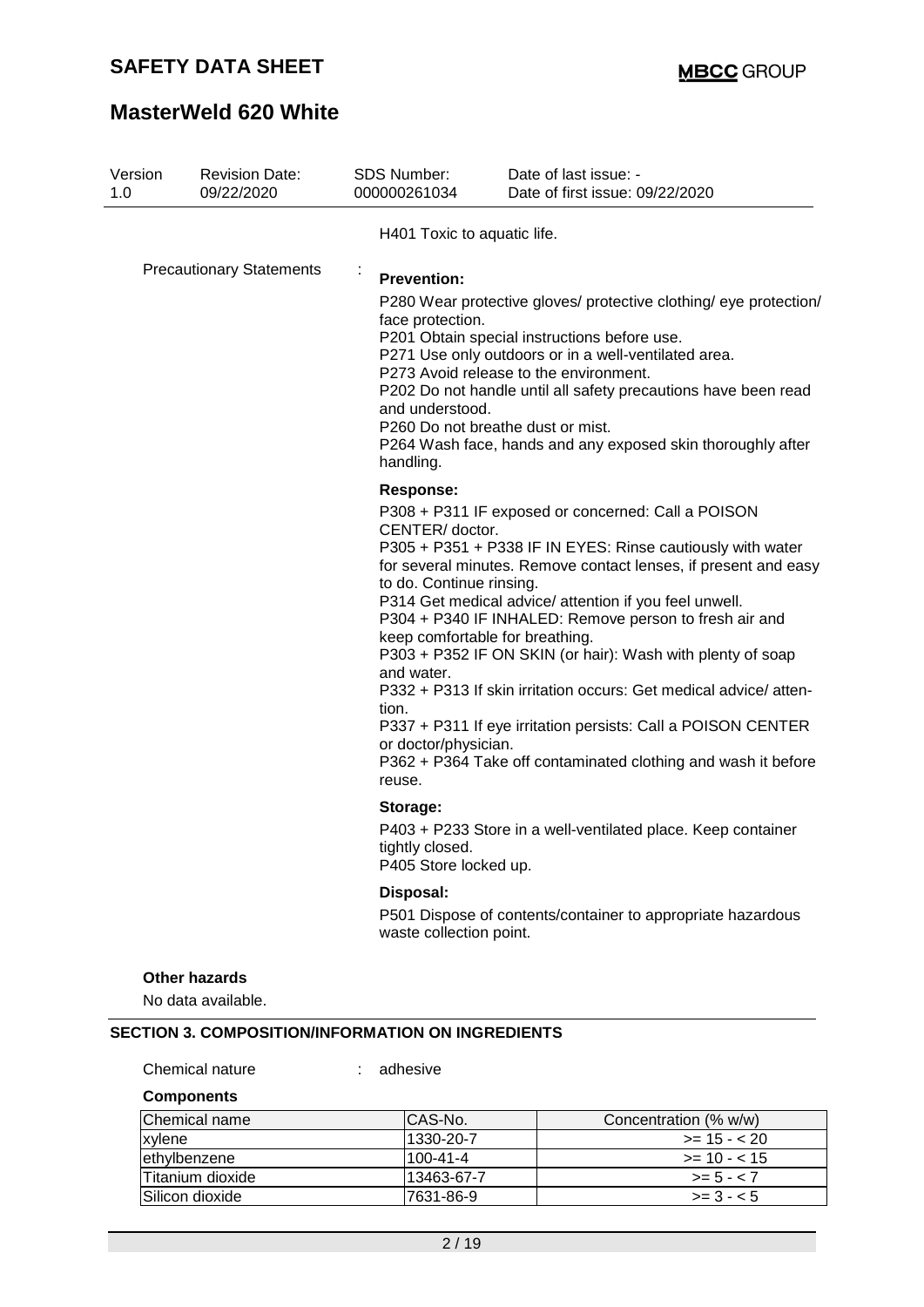H401 Toxic to aquatic life.

Precautionary Statements :

**Prevention:**

P280 Wear protective gloves/ protective clothing/ eye protection/ face protection.
P201 Obtain special instructions before use.
P271 Use only outdoors or in a well-ventilated area.
P273 Avoid release to the environment.
P202 Do not handle until all safety precautions have been read and understood.
P260 Do not breathe dust or mist.
P264 Wash face, hands and any exposed skin thoroughly after handling.

**Response:**

P308 + P311 IF exposed or concerned: Call a POISON CENTER/ doctor.
P305 + P351 + P338 IF IN EYES: Rinse cautiously with water for several minutes. Remove contact lenses, if present and easy to do. Continue rinsing.
P314 Get medical advice/ attention if you feel unwell.
P304 + P340 IF INHALED: Remove person to fresh air and keep comfortable for breathing.
P303 + P352 IF ON SKIN (or hair): Wash with plenty of soap and water.
P332 + P313 If skin irritation occurs: Get medical advice/ attention.
P337 + P311 If eye irritation persists: Call a POISON CENTER or doctor/physician.
P362 + P364 Take off contaminated clothing and wash it before reuse.

**Storage:**

P403 + P233 Store in a well-ventilated place. Keep container tightly closed.
P405 Store locked up.

**Disposal:**

P501 Dispose of contents/container to appropriate hazardous waste collection point.

**Other hazards**

No data available.

## SECTION 3. COMPOSITION/INFORMATION ON INGREDIENTS

Chemical nature : adhesive

**Components**

| Chemical name | CAS-No. | Concentration (% w/w) |
|---|---|---|
| xylene | 1330-20-7 | >= 15 - < 20 |
| ethylbenzene | 100-41-4 | >= 10 - < 15 |
| Titanium dioxide | 13463-67-7 | >= 5 - < 7 |
| Silicon dioxide | 7631-86-9 | >= 3 - < 5 |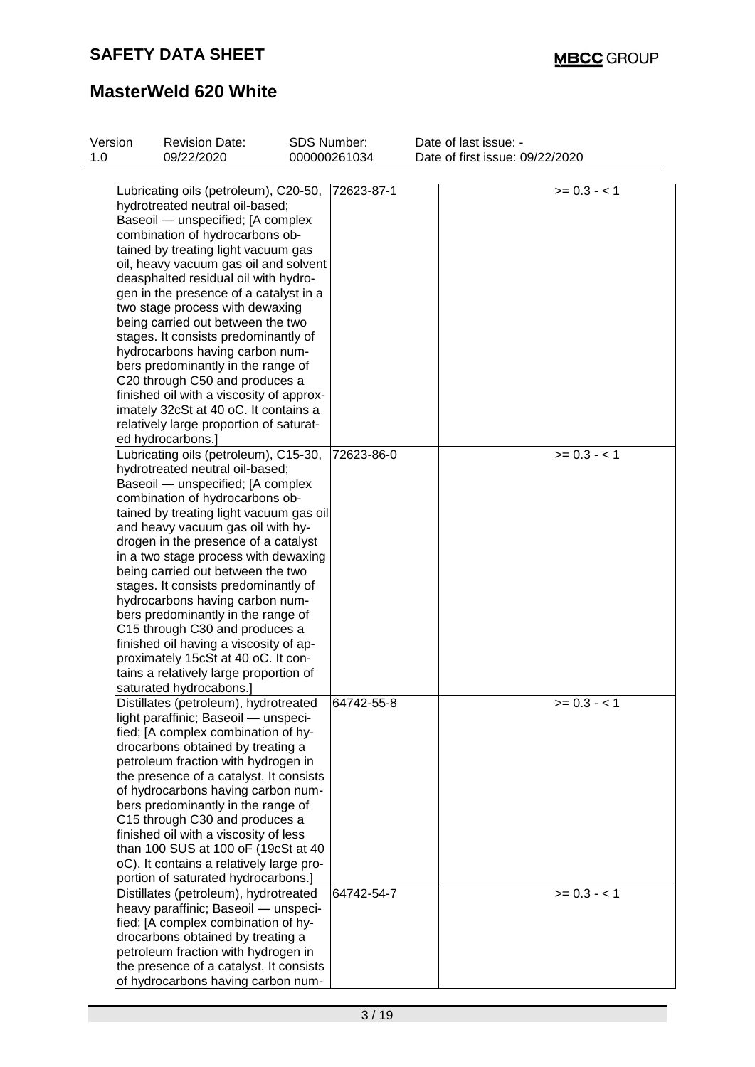| | | | |
|---|---|---|---|
| Lubricating oils (petroleum), C20-50, hydrotreated neutral oil-based; Baseoil — unspecified; [A complex combination of hydrocarbons obtained by treating light vacuum gas oil, heavy vacuum gas oil and solvent deasphalted residual oil with hydrogen in the presence of a catalyst in a two stage process with dewaxing being carried out between the two stages. It consists predominantly of hydrocarbons having carbon numbers predominantly in the range of C20 through C50 and produces a finished oil with a viscosity of approximately 32cSt at 40 oC. It contains a relatively large proportion of saturated hydrocarbons.] | 72623-87-1 | | >= 0.3 - < 1 |
| Lubricating oils (petroleum), C15-30, hydrotreated neutral oil-based; Baseoil — unspecified; [A complex combination of hydrocarbons obtained by treating light vacuum gas oil and heavy vacuum gas oil with hydrogen in the presence of a catalyst in a two stage process with dewaxing being carried out between the two stages. It consists predominantly of hydrocarbons having carbon numbers predominantly in the range of C15 through C30 and produces a finished oil having a viscosity of approximately 15cSt at 40 oC. It contains a relatively large proportion of saturated hydrocabons.] | 72623-86-0 | | >= 0.3 - < 1 |
| Distillates (petroleum), hydrotreated light paraffinic; Baseoil — unspecified; [A complex combination of hydrocarbons obtained by treating a petroleum fraction with hydrogen in the presence of a catalyst. It consists of hydrocarbons having carbon numbers predominantly in the range of C15 through C30 and produces a finished oil with a viscosity of less than 100 SUS at 100 oF (19cSt at 40 oC). It contains a relatively large proportion of saturated hydrocarbons.] | 64742-55-8 | | >= 0.3 - < 1 |
| Distillates (petroleum), hydrotreated heavy paraffinic; Baseoil — unspecified; [A complex combination of hydrocarbons obtained by treating a petroleum fraction with hydrogen in the presence of a catalyst. It consists of hydrocarbons having carbon num- | 64742-54-7 | | >= 0.3 - < 1 |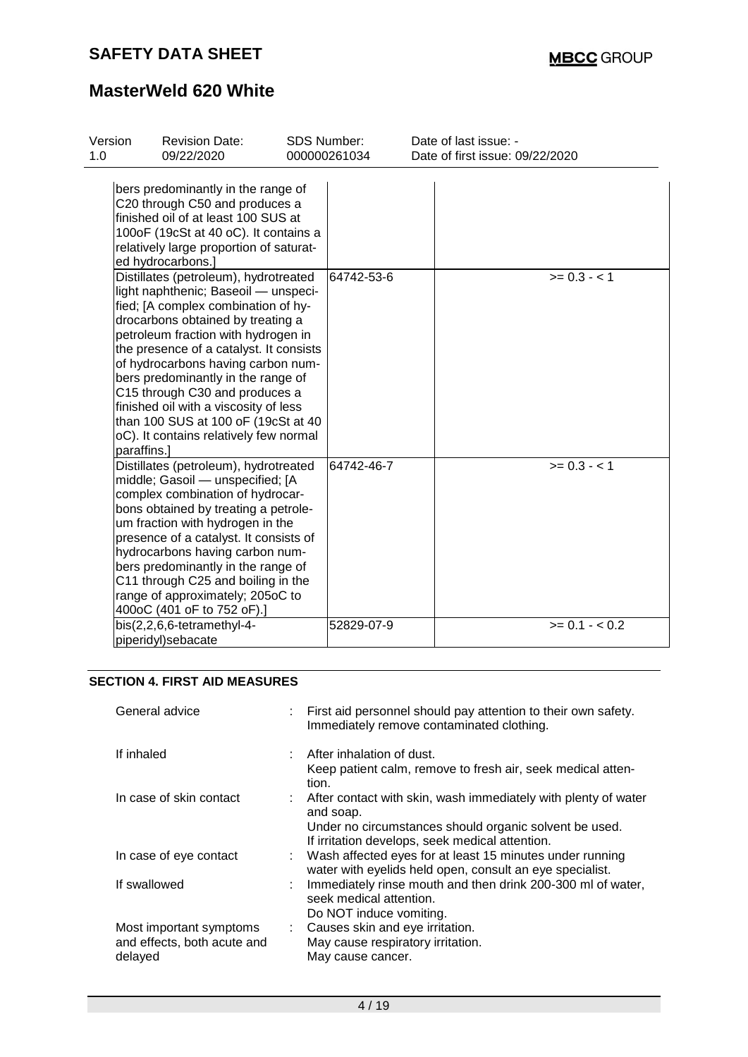| | | |
|---|---|---|
| bers predominantly in the range of C20 through C50 and produces a finished oil of at least 100 SUS at 100oF (19cSt at 40 oC). It contains a relatively large proportion of saturated hydrocarbons.] | | |
| Distillates (petroleum), hydrotreated light naphthenic; Baseoil — unspecified; [A complex combination of hydrocarbons obtained by treating a petroleum fraction with hydrogen in the presence of a catalyst. It consists of hydrocarbons having carbon numbers predominantly in the range of C15 through C30 and produces a finished oil with a viscosity of less than 100 SUS at 100 oF (19cSt at 40 oC). It contains relatively few normal paraffins.] | 64742-53-6 | >= 0.3 - < 1 |
| Distillates (petroleum), hydrotreated middle; Gasoil — unspecified; [A complex combination of hydrocarbons obtained by treating a petroleum fraction with hydrogen in the presence of a catalyst. It consists of hydrocarbons having carbon numbers predominantly in the range of C11 through C25 and boiling in the range of approximately; 205oC to 400oC (401 oF to 752 oF).] | 64742-46-7 | >= 0.3 - < 1 |
| bis(2,2,6,6-tetramethyl-4-piperidyl)sebacate | 52829-07-9 | >= 0.1 - < 0.2 |

## SECTION 4. FIRST AID MEASURES

| | | |
|---|---|---|
| General advice | : | First aid personnel should pay attention to their own safety. Immediately remove contaminated clothing. |
| If inhaled | : | After inhalation of dust. Keep patient calm, remove to fresh air, seek medical attention. |
| In case of skin contact | : | After contact with skin, wash immediately with plenty of water and soap. Under no circumstances should organic solvent be used. If irritation develops, seek medical attention. |
| In case of eye contact | : | Wash affected eyes for at least 15 minutes under running water with eyelids held open, consult an eye specialist. |
| If swallowed | : | Immediately rinse mouth and then drink 200-300 ml of water, seek medical attention. Do NOT induce vomiting. |
| Most important symptoms and effects, both acute and delayed | : | Causes skin and eye irritation. May cause respiratory irritation. May cause cancer. |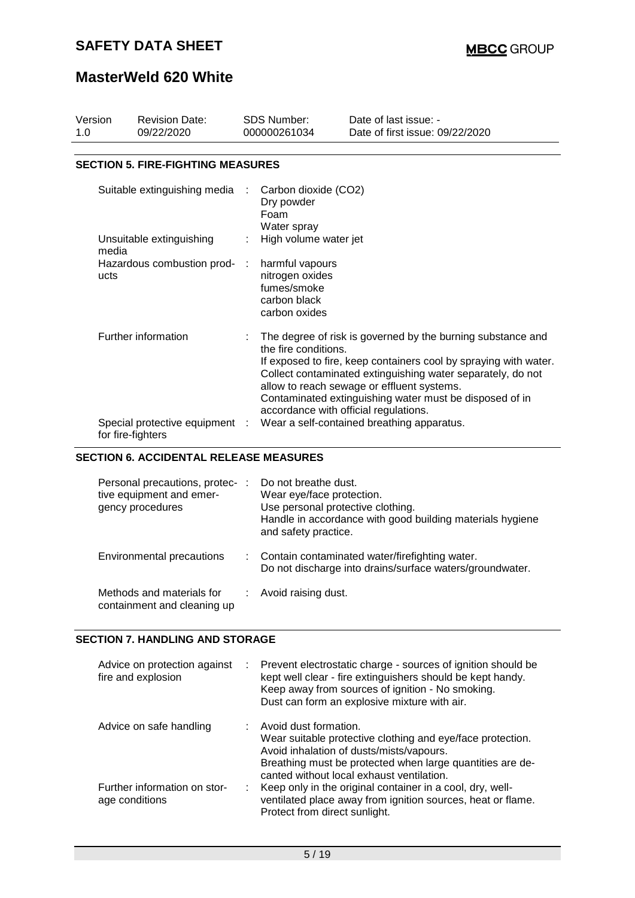## SECTION 5. FIRE-FIGHTING MEASURES

| | | |
|---|---|---|
| Suitable extinguishing media | : | Carbon dioxide ($CO_2$)<br>Dry powder<br>Foam<br>Water spray |
| Unsuitable extinguishing media | : | High volume water jet |
| Hazardous combustion products | : | harmful vapours<br>nitrogen oxides<br>fumes/smoke<br>carbon black<br>carbon oxides |
| Further information | : | The degree of risk is governed by the burning substance and the fire conditions.<br>If exposed to fire, keep containers cool by spraying with water.<br>Collect contaminated extinguishing water separately, do not allow to reach sewage or effluent systems.<br>Contaminated extinguishing water must be disposed of in accordance with official regulations. |
| Special protective equipment for fire-fighters | : | Wear a self-contained breathing apparatus. |

## SECTION 6. ACCIDENTAL RELEASE MEASURES

| | | |
|---|---|---|
| Personal precautions, protective equipment and emergency procedures | : | Do not breathe dust.<br>Wear eye/face protection.<br>Use personal protective clothing.<br>Handle in accordance with good building materials hygiene and safety practice. |
| Environmental precautions | : | Contain contaminated water/firefighting water.<br>Do not discharge into drains/surface waters/groundwater. |
| Methods and materials for containment and cleaning up | : | Avoid raising dust. |

## SECTION 7. HANDLING AND STORAGE

| | | |
|---|---|---|
| Advice on protection against fire and explosion | : | Prevent electrostatic charge - sources of ignition should be kept well clear - fire extinguishers should be kept handy.<br>Keep away from sources of ignition - No smoking.<br>Dust can form an explosive mixture with air. |
| Advice on safe handling | : | Avoid dust formation.<br>Wear suitable protective clothing and eye/face protection.<br>Avoid inhalation of dusts/mists/vapours.<br>Breathing must be protected when large quantities are decanted without local exhaust ventilation. |
| Further information on storage conditions | : | Keep only in the original container in a cool, dry, well-ventilated place away from ignition sources, heat or flame.<br>Protect from direct sunlight. |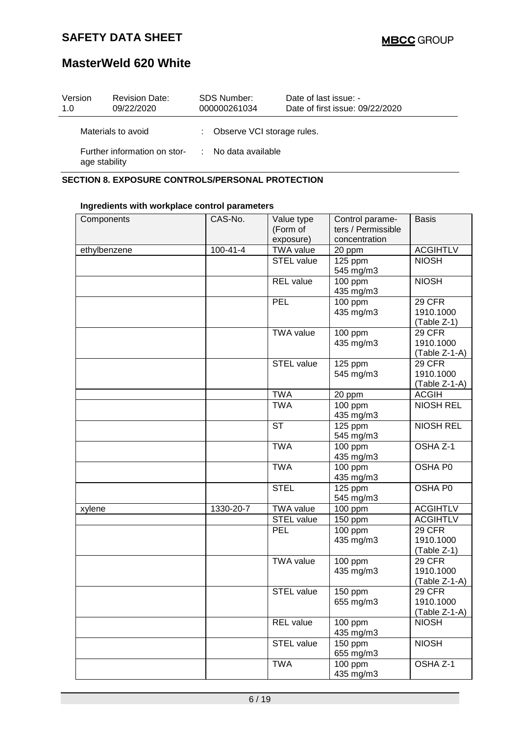| Version | Revision Date: | SDS Number: | Date of last issue: - |
|---|---|---|---|
| 1.0 | 09/22/2020 | 000000261034 | Date of first issue: 09/22/2020 |

Materials to avoid : Observe VCI storage rules.

Further information on storage stability : No data available

## SECTION 8. EXPOSURE CONTROLS/PERSONAL PROTECTION

**Ingredients with workplace control parameters**

| Components | CAS-No. | Value type (Form of exposure) | Control parameters / Permissible concentration | Basis |
|---|---|---|---|---|
| ethylbenzene | 100-41-4 | TWA value | 20 ppm | ACGIHTLV |
| | | STEL value | 125 ppm 545 mg/m3 | NIOSH |
| | | REL value | 100 ppm 435 mg/m3 | NIOSH |
| | | PEL | 100 ppm 435 mg/m3 | 29 CFR 1910.1000 (Table Z-1) |
| | | TWA value | 100 ppm 435 mg/m3 | 29 CFR 1910.1000 (Table Z-1-A) |
| | | STEL value | 125 ppm 545 mg/m3 | 29 CFR 1910.1000 (Table Z-1-A) |
| | | TWA | 20 ppm | ACGIH |
| | | TWA | 100 ppm 435 mg/m3 | NIOSH REL |
| | | ST | 125 ppm 545 mg/m3 | NIOSH REL |
| | | TWA | 100 ppm 435 mg/m3 | OSHA Z-1 |
| | | TWA | 100 ppm 435 mg/m3 | OSHA P0 |
| | | STEL | 125 ppm 545 mg/m3 | OSHA P0 |
| xylene | 1330-20-7 | TWA value | 100 ppm | ACGIHTLV |
| | | STEL value | 150 ppm | ACGIHTLV |
| | | PEL | 100 ppm 435 mg/m3 | 29 CFR 1910.1000 (Table Z-1) |
| | | TWA value | 100 ppm 435 mg/m3 | 29 CFR 1910.1000 (Table Z-1-A) |
| | | STEL value | 150 ppm 655 mg/m3 | 29 CFR 1910.1000 (Table Z-1-A) |
| | | REL value | 100 ppm 435 mg/m3 | NIOSH |
| | | STEL value | 150 ppm 655 mg/m3 | NIOSH |
| | | TWA | 100 ppm 435 mg/m3 | OSHA Z-1 |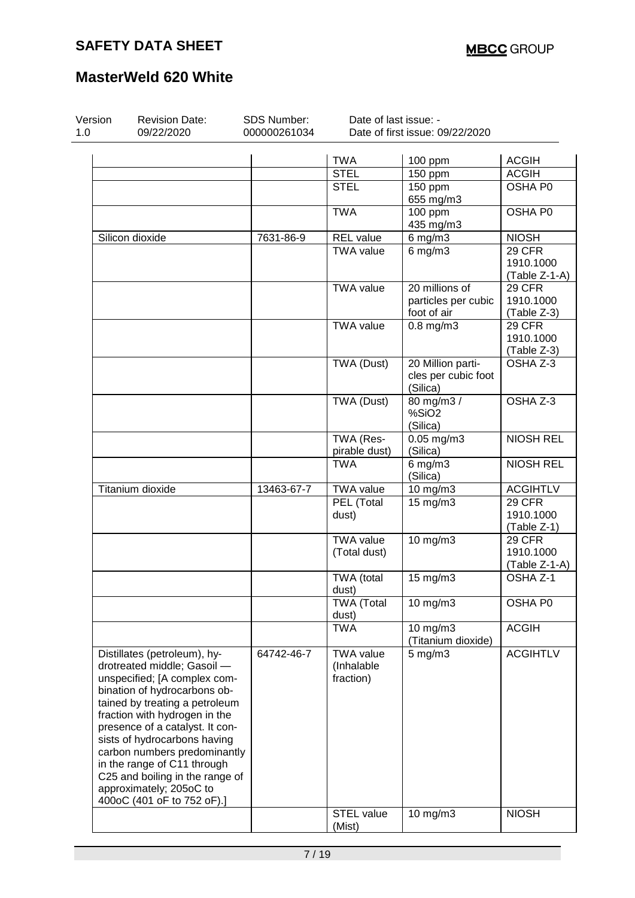| | | TWA | 100 ppm | ACGIH |
|---|---|---|---|---|
| | | STEL | 150 ppm | ACGIH |
| | | STEL | 150 ppm 655 mg/m3 | OSHA P0 |
| | | TWA | 100 ppm 435 mg/m3 | OSHA P0 |
| Silicon dioxide | 7631-86-9 | REL value | 6 mg/m3 | NIOSH |
| | | TWA value | 6 mg/m3 | 29 CFR 1910.1000 (Table Z-1-A) |
| | | TWA value | 20 millions of particles per cubic foot of air | 29 CFR 1910.1000 (Table Z-3) |
| | | TWA value | 0.8 mg/m3 | 29 CFR 1910.1000 (Table Z-3) |
| | | TWA (Dust) | 20 Million particles per cubic foot (Silica) | OSHA Z-3 |
| | | TWA (Dust) | 80 mg/m3 / %SiO2 (Silica) | OSHA Z-3 |
| | | TWA (Respirable dust) | 0.05 mg/m3 (Silica) | NIOSH REL |
| | | TWA | 6 mg/m3 (Silica) | NIOSH REL |
| Titanium dioxide | 13463-67-7 | TWA value | 10 mg/m3 | ACGIHTLV |
| | | PEL (Total dust) | 15 mg/m3 | 29 CFR 1910.1000 (Table Z-1) |
| | | TWA value (Total dust) | 10 mg/m3 | 29 CFR 1910.1000 (Table Z-1-A) |
| | | TWA (total dust) | 15 mg/m3 | OSHA Z-1 |
| | | TWA (Total dust) | 10 mg/m3 | OSHA P0 |
| | | TWA | 10 mg/m3 (Titanium dioxide) | ACGIH |
| Distillates (petroleum), hydrotreated middle; Gasoil — unspecified; [A complex combination of hydrocarbons obtained by treating a petroleum fraction with hydrogen in the presence of a catalyst. It consists of hydrocarbons having carbon numbers predominantly in the range of C11 through C25 and boiling in the range of approximately; 205oC to 400oC (401 oF to 752 oF).] | 64742-46-7 | TWA value (Inhalable fraction) | 5 mg/m3 | ACGIHTLV |
| | | STEL value (Mist) | 10 mg/m3 | NIOSH |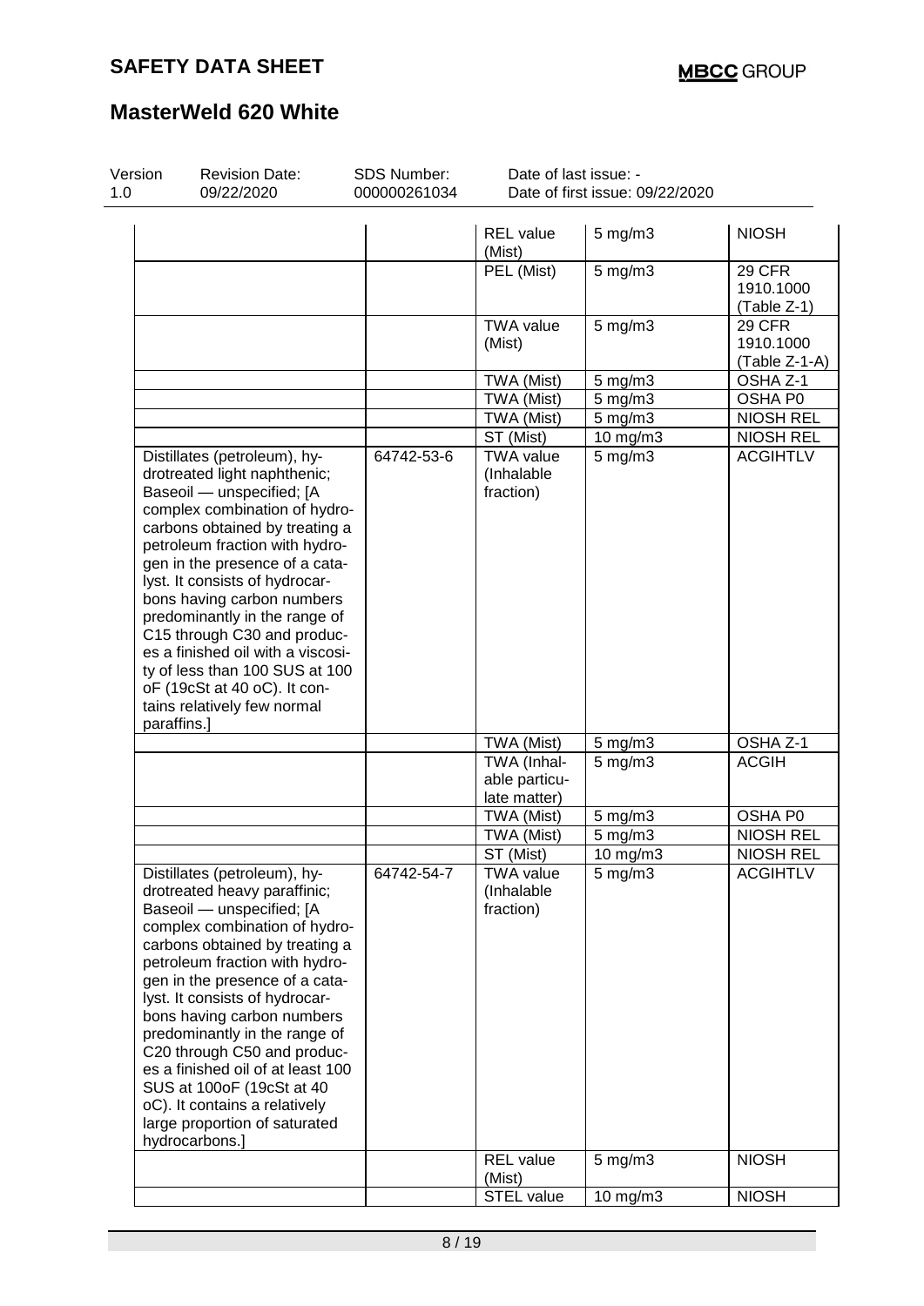# SAFETY DATA SHEET

# MasterWeld 620 White

| Version | Revision Date: | SDS Number: | Date of last issue: - |
|---|---|---|---|
| 1.0 | 09/22/2020 | 000000261034 | Date of first issue: 09/22/2020 |

| | | | | |
|---|---|---|---|---|
| | | REL value (Mist) | 5 mg/m3 | NIOSH |
| | | PEL (Mist) | 5 mg/m3 | 29 CFR 1910.1000 (Table Z-1) |
| | | TWA value (Mist) | 5 mg/m3 | 29 CFR 1910.1000 (Table Z-1-A) |
| | | TWA (Mist) | 5 mg/m3 | OSHA Z-1 |
| | | TWA (Mist) | 5 mg/m3 | OSHA P0 |
| | | TWA (Mist) | 5 mg/m3 | NIOSH REL |
| | | ST (Mist) | 10 mg/m3 | NIOSH REL |
| Distillates (petroleum), hydrotreated light naphthenic; Baseoil — unspecified; [A complex combination of hydrocarbons obtained by treating a petroleum fraction with hydrogen in the presence of a catalyst. It consists of hydrocarbons having carbon numbers predominantly in the range of C15 through C30 and produces a finished oil with a viscosity of less than 100 SUS at 100 oF (19cSt at 40 oC). It contains relatively few normal paraffins.] | 64742-53-6 | TWA value (Inhalable fraction) | 5 mg/m3 | ACGIHTLV |
| | | TWA (Mist) | 5 mg/m3 | OSHA Z-1 |
| | | TWA (Inhalable particulate matter) | 5 mg/m3 | ACGIH |
| | | TWA (Mist) | 5 mg/m3 | OSHA P0 |
| | | TWA (Mist) | 5 mg/m3 | NIOSH REL |
| | | ST (Mist) | 10 mg/m3 | NIOSH REL |
| Distillates (petroleum), hydrotreated heavy paraffinic; Baseoil — unspecified; [A complex combination of hydrocarbons obtained by treating a petroleum fraction with hydrogen in the presence of a catalyst. It consists of hydrocarbons having carbon numbers predominantly in the range of C20 through C50 and produces a finished oil of at least 100 SUS at 100oF (19cSt at 40 oC). It contains a relatively large proportion of saturated hydrocarbons.] | 64742-54-7 | TWA value (Inhalable fraction) | 5 mg/m3 | ACGIHTLV |
| | | REL value (Mist) | 5 mg/m3 | NIOSH |
| | | STEL value | 10 mg/m3 | NIOSH |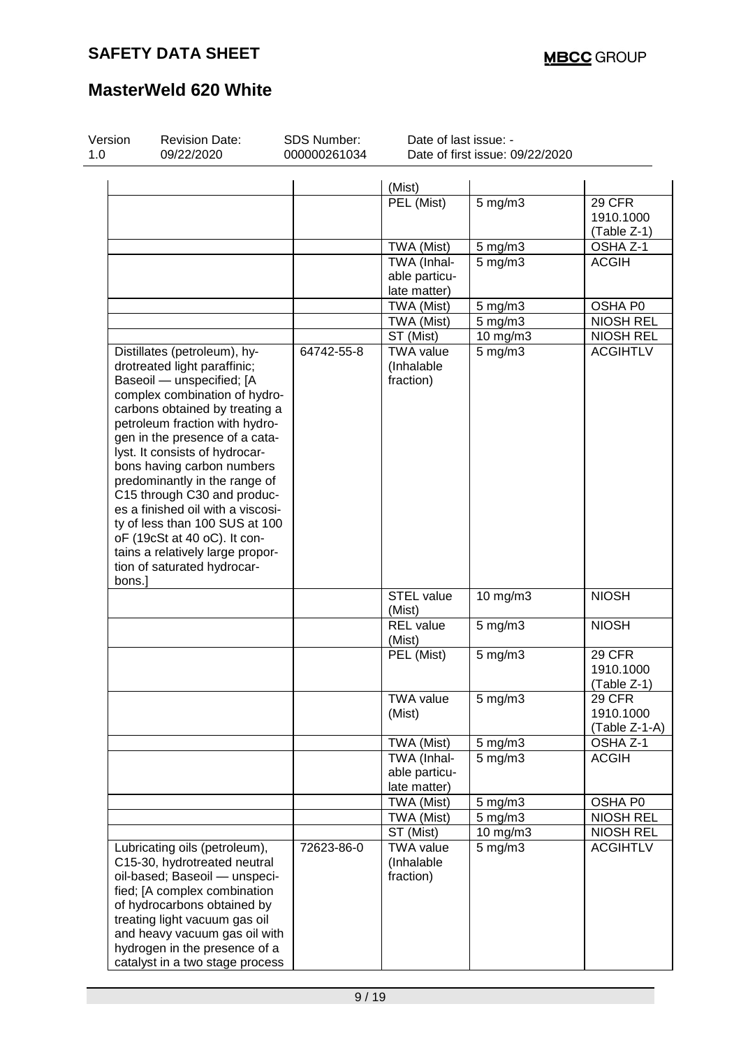| Components | CAS-No. | Value type (Form of exposure) | Control parameters / Permissible concentration | Basis |
|---|---|---|---|---|
| | | (Mist) | | |
| | | PEL (Mist) | 5 mg/m3 | 29 CFR 1910.1000 (Table Z-1) |
| | | TWA (Mist) | 5 mg/m3 | OSHA Z-1 |
| | | TWA (Inhalable particulate matter) | 5 mg/m3 | ACGIH |
| | | TWA (Mist) | 5 mg/m3 | OSHA P0 |
| | | TWA (Mist) | 5 mg/m3 | NIOSH REL |
| | | ST (Mist) | 10 mg/m3 | NIOSH REL |
| Distillates (petroleum), hydrotreated light paraffinic; Baseoil — unspecified; [A complex combination of hydrocarbons obtained by treating a petroleum fraction with hydrogen in the presence of a catalyst. It consists of hydrocarbons having carbon numbers predominantly in the range of C15 through C30 and produces a finished oil with a viscosity of less than 100 SUS at 100 oF (19cSt at 40 oC). It contains a relatively large proportion of saturated hydrocarbons.] | 64742-55-8 | TWA value (Inhalable fraction) | 5 mg/m3 | ACGIHTLV |
| | | STEL value (Mist) | 10 mg/m3 | NIOSH |
| | | REL value (Mist) | 5 mg/m3 | NIOSH |
| | | PEL (Mist) | 5 mg/m3 | 29 CFR 1910.1000 (Table Z-1) |
| | | TWA value (Mist) | 5 mg/m3 | 29 CFR 1910.1000 (Table Z-1-A) |
| | | TWA (Mist) | 5 mg/m3 | OSHA Z-1 |
| | | TWA (Inhalable particulate matter) | 5 mg/m3 | ACGIH |
| | | TWA (Mist) | 5 mg/m3 | OSHA P0 |
| | | TWA (Mist) | 5 mg/m3 | NIOSH REL |
| | | ST (Mist) | 10 mg/m3 | NIOSH REL |
| Lubricating oils (petroleum), C15-30, hydrotreated neutral oil-based; Baseoil — unspecified; [A complex combination of hydrocarbons obtained by treating light vacuum gas oil and heavy vacuum gas oil with hydrogen in the presence of a catalyst in a two stage process | 72623-86-0 | TWA value (Inhalable fraction) | 5 mg/m3 | ACGIHTLV |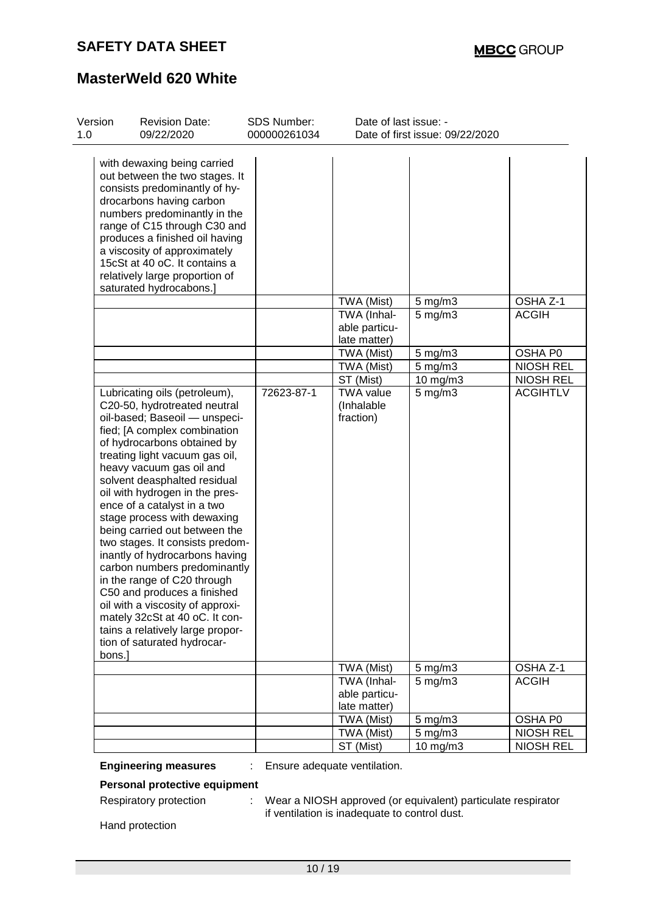| | | | | |
|---|---|---|---|---|
| with dewaxing being carried out between the two stages. It consists predominantly of hydrocarbons having carbon numbers predominantly in the range of C15 through C30 and produces a finished oil having a viscosity of approximately 15cSt at 40 oC. It contains a relatively large proportion of saturated hydrocabons.] | | | | |
| | | TWA (Mist) | 5 mg/m3 | OSHA Z-1 |
| | | TWA (Inhalable particulate matter) | 5 mg/m3 | ACGIH |
| | | TWA (Mist) | 5 mg/m3 | OSHA P0 |
| | | TWA (Mist) | 5 mg/m3 | NIOSH REL |
| | | ST (Mist) | 10 mg/m3 | NIOSH REL |
| Lubricating oils (petroleum), C20-50, hydrotreated neutral oil-based; Baseoil — unspecified; [A complex combination of hydrocarbons obtained by treating light vacuum gas oil, heavy vacuum gas oil and solvent deasphalted residual oil with hydrogen in the presence of a catalyst in a two stage process with dewaxing being carried out between the two stages. It consists predominantly of hydrocarbons having carbon numbers predominantly in the range of C20 through C50 and produces a finished oil with a viscosity of approximately 32cSt at 40 oC. It contains a relatively large proportion of saturated hydrocarbons.] | 72623-87-1 | TWA value (Inhalable fraction) | 5 mg/m3 | ACGIHTLV |
| | | TWA (Mist) | 5 mg/m3 | OSHA Z-1 |
| | | TWA (Inhalable particulate matter) | 5 mg/m3 | ACGIH |
| | | TWA (Mist) | 5 mg/m3 | OSHA P0 |
| | | TWA (Mist) | 5 mg/m3 | NIOSH REL |
| | | ST (Mist) | 10 mg/m3 | NIOSH REL |

**Engineering measures** : Ensure adequate ventilation.

**Personal protective equipment**

Respiratory protection : Wear a NIOSH approved (or equivalent) particulate respirator if ventilation is inadequate to control dust.

Hand protection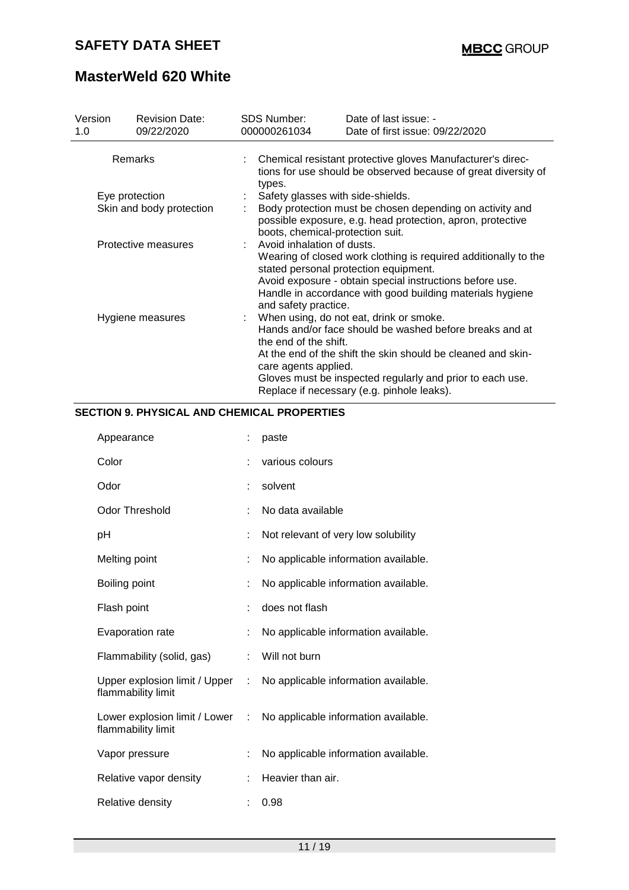| Version 1.0 | Revision Date: 09/22/2020 | SDS Number: 000000261034 | Date of last issue: - Date of first issue: 09/22/2020 |
|---|---|---|---|

| | |
|---|---|
| Remarks | : Chemical resistant protective gloves Manufacturer's directions for use should be observed because of great diversity of types. |
| Eye protection | : Safety glasses with side-shields. |
| Skin and body protection | : Body protection must be chosen depending on activity and possible exposure, e.g. head protection, apron, protective boots, chemical-protection suit. |
| Protective measures | : Avoid inhalation of dusts. Wearing of closed work clothing is required additionally to the stated personal protection equipment. Avoid exposure - obtain special instructions before use. Handle in accordance with good building materials hygiene and safety practice. |
| Hygiene measures | : When using, do not eat, drink or smoke. Hands and/or face should be washed before breaks and at the end of the shift. At the end of the shift the skin should be cleaned and skin-care agents applied. Gloves must be inspected regularly and prior to each use. Replace if necessary (e.g. pinhole leaks). |

## SECTION 9. PHYSICAL AND CHEMICAL PROPERTIES

| | |
|---|---|
| Appearance | : paste |
| Color | : various colours |
| Odor | : solvent |
| Odor Threshold | : No data available |
| pH | : Not relevant of very low solubility |
| Melting point | : No applicable information available. |
| Boiling point | : No applicable information available. |
| Flash point | : does not flash |
| Evaporation rate | : No applicable information available. |
| Flammability (solid, gas) | : Will not burn |
| Upper explosion limit / Upper flammability limit | : No applicable information available. |
| Lower explosion limit / Lower flammability limit | : No applicable information available. |
| Vapor pressure | : No applicable information available. |
| Relative vapor density | : Heavier than air. |
| Relative density | : 0.98 |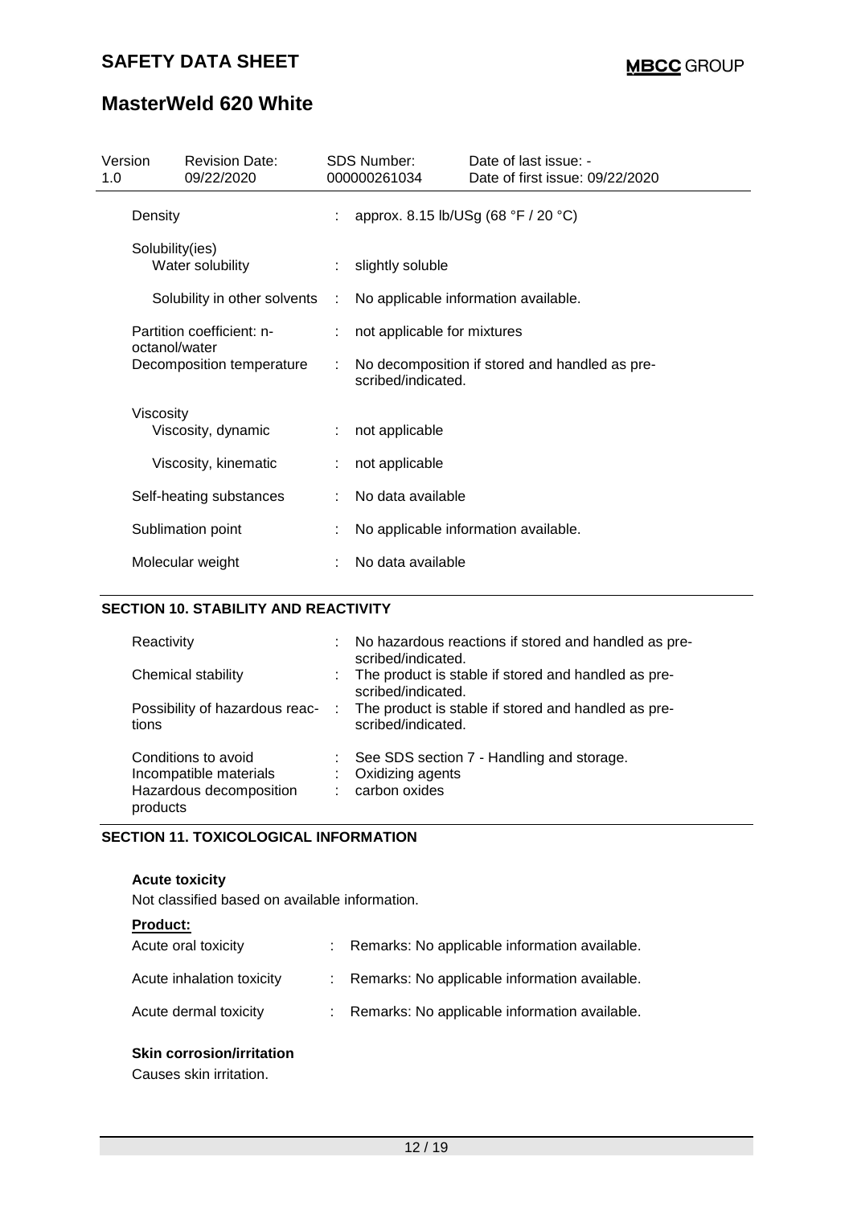| Density | : | approx. 8.15 lb/USg (68 °F / 20 °C) |
|---|---|---|
| Solubility(ies) | | |
| Water solubility | : | slightly soluble |
| Solubility in other solvents | : | No applicable information available. |
| Partition coefficient: n-octanol/water | : | not applicable for mixtures |
| Decomposition temperature | : | No decomposition if stored and handled as prescribed/indicated. |
| Viscosity | | |
| Viscosity, dynamic | : | not applicable |
| Viscosity, kinematic | : | not applicable |
| Self-heating substances | : | No data available |
| Sublimation point | : | No applicable information available. |
| Molecular weight | : | No data available |

## SECTION 10. STABILITY AND REACTIVITY

| Reactivity | : | No hazardous reactions if stored and handled as prescribed/indicated. |
|---|---|---|
| Chemical stability | : | The product is stable if stored and handled as prescribed/indicated. |
| Possibility of hazardous reactions | : | The product is stable if stored and handled as prescribed/indicated. |
| Conditions to avoid | : | See SDS section 7 - Handling and storage. |
| Incompatible materials | : | Oxidizing agents |
| Hazardous decomposition products | : | carbon oxides |

## SECTION 11. TOXICOLOGICAL INFORMATION

**Acute toxicity**

Not classified based on available information.

**Product:**

| Acute oral toxicity | : | Remarks: No applicable information available. |
|---|---|---|
| Acute inhalation toxicity | : | Remarks: No applicable information available. |
| Acute dermal toxicity | : | Remarks: No applicable information available. |

**Skin corrosion/irritation**

Causes skin irritation.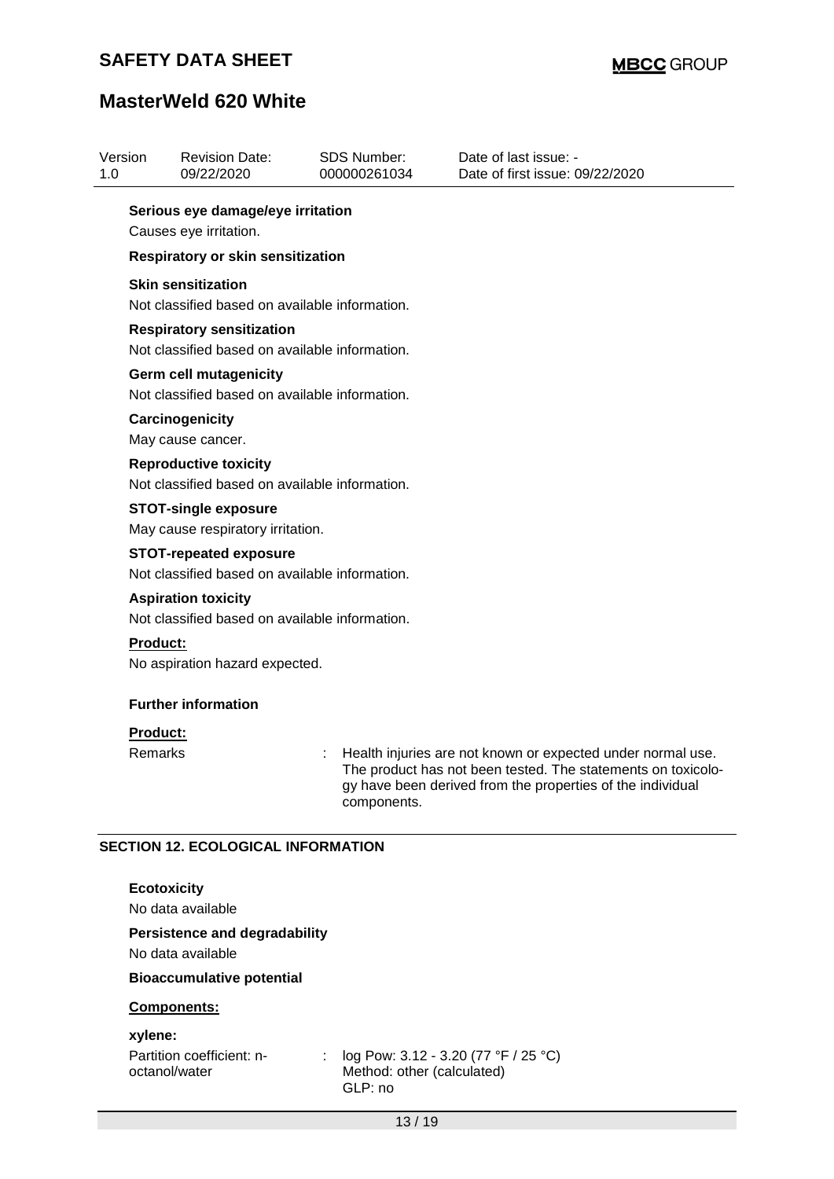**Serious eye damage/eye irritation**

Causes eye irritation.

**Respiratory or skin sensitization**

**Skin sensitization**

Not classified based on available information.

**Respiratory sensitization**

Not classified based on available information.

**Germ cell mutagenicity**

Not classified based on available information.

**Carcinogenicity**

May cause cancer.

**Reproductive toxicity**

Not classified based on available information.

**STOT-single exposure**

May cause respiratory irritation.

**STOT-repeated exposure**

Not classified based on available information.

**Aspiration toxicity**

Not classified based on available information.

**Product:**

No aspiration hazard expected.

**Further information**

**Product:**

Remarks : Health injuries are not known or expected under normal use. The product has not been tested. The statements on toxicology have been derived from the properties of the individual components.

## SECTION 12. ECOLOGICAL INFORMATION

**Ecotoxicity**

No data available

**Persistence and degradability**

No data available

**Bioaccumulative potential**

**Components:**

**xylene:**

Partition coefficient: n-octanol/water : log Pow: 3.12 - 3.20 (77 °F / 25 °C)
Method: other (calculated)
GLP: no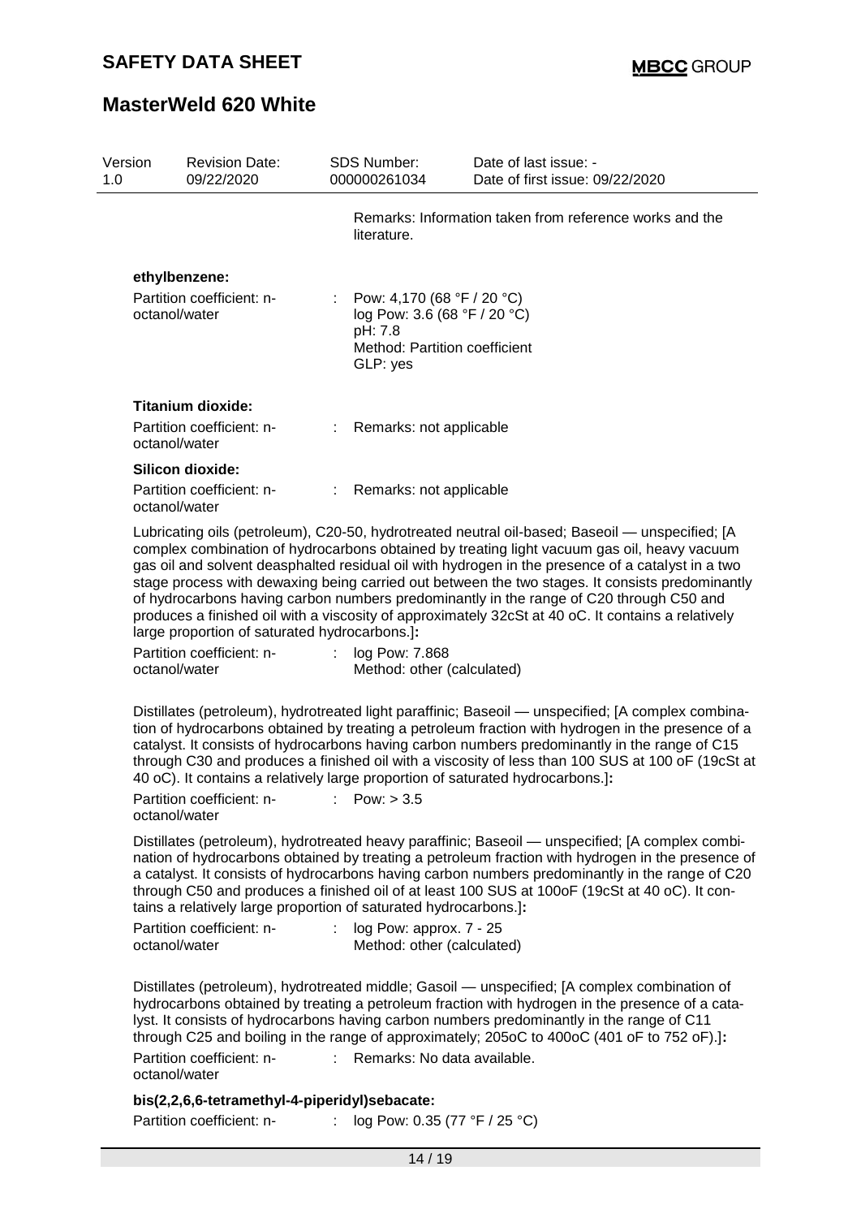| Version 1.0 | Revision Date: 09/22/2020 | SDS Number: 000000261034 | Date of last issue: - Date of first issue: 09/22/2020 |
|---|---|---|---|

Remarks: Information taken from reference works and the literature.

**ethylbenzene:**

Partition coefficient: n-octanol/water : Pow: 4,170 (68 °F / 20 °C)
log Pow: 3.6 (68 °F / 20 °C)
pH: 7.8
Method: Partition coefficient
GLP: yes

**Titanium dioxide:**

Partition coefficient: n-octanol/water : Remarks: not applicable

**Silicon dioxide:**

Partition coefficient: n-octanol/water : Remarks: not applicable

Lubricating oils (petroleum), C20-50, hydrotreated neutral oil-based; Baseoil — unspecified; [A complex combination of hydrocarbons obtained by treating light vacuum gas oil, heavy vacuum gas oil and solvent deasphalted residual oil with hydrogen in the presence of a catalyst in a two stage process with dewaxing being carried out between the two stages. It consists predominantly of hydrocarbons having carbon numbers predominantly in the range of C20 through C50 and produces a finished oil with a viscosity of approximately 32cSt at 40 oC. It contains a relatively large proportion of saturated hydrocarbons.]**:**

Partition coefficient: n-octanol/water : log Pow: 7.868
Method: other (calculated)

Distillates (petroleum), hydrotreated light paraffinic; Baseoil — unspecified; [A complex combination of hydrocarbons obtained by treating a petroleum fraction with hydrogen in the presence of a catalyst. It consists of hydrocarbons having carbon numbers predominantly in the range of C15 through C30 and produces a finished oil with a viscosity of less than 100 SUS at 100 oF (19cSt at 40 oC). It contains a relatively large proportion of saturated hydrocarbons.]**:**

Partition coefficient: n-octanol/water : Pow: > 3.5

Distillates (petroleum), hydrotreated heavy paraffinic; Baseoil — unspecified; [A complex combination of hydrocarbons obtained by treating a petroleum fraction with hydrogen in the presence of a catalyst. It consists of hydrocarbons having carbon numbers predominantly in the range of C20 through C50 and produces a finished oil of at least 100 SUS at 100oF (19cSt at 40 oC). It contains a relatively large proportion of saturated hydrocarbons.]**:**

Partition coefficient: n-octanol/water : log Pow: approx. 7 - 25
Method: other (calculated)

Distillates (petroleum), hydrotreated middle; Gasoil — unspecified; [A complex combination of hydrocarbons obtained by treating a petroleum fraction with hydrogen in the presence of a catalyst. It consists of hydrocarbons having carbon numbers predominantly in the range of C11 through C25 and boiling in the range of approximately; 205oC to 400oC (401 oF to 752 oF).]**:**

Partition coefficient: n-octanol/water : Remarks: No data available.

**bis(2,2,6,6-tetramethyl-4-piperidyl)sebacate:**

Partition coefficient: n- : log Pow: 0.35 (77 °F / 25 °C)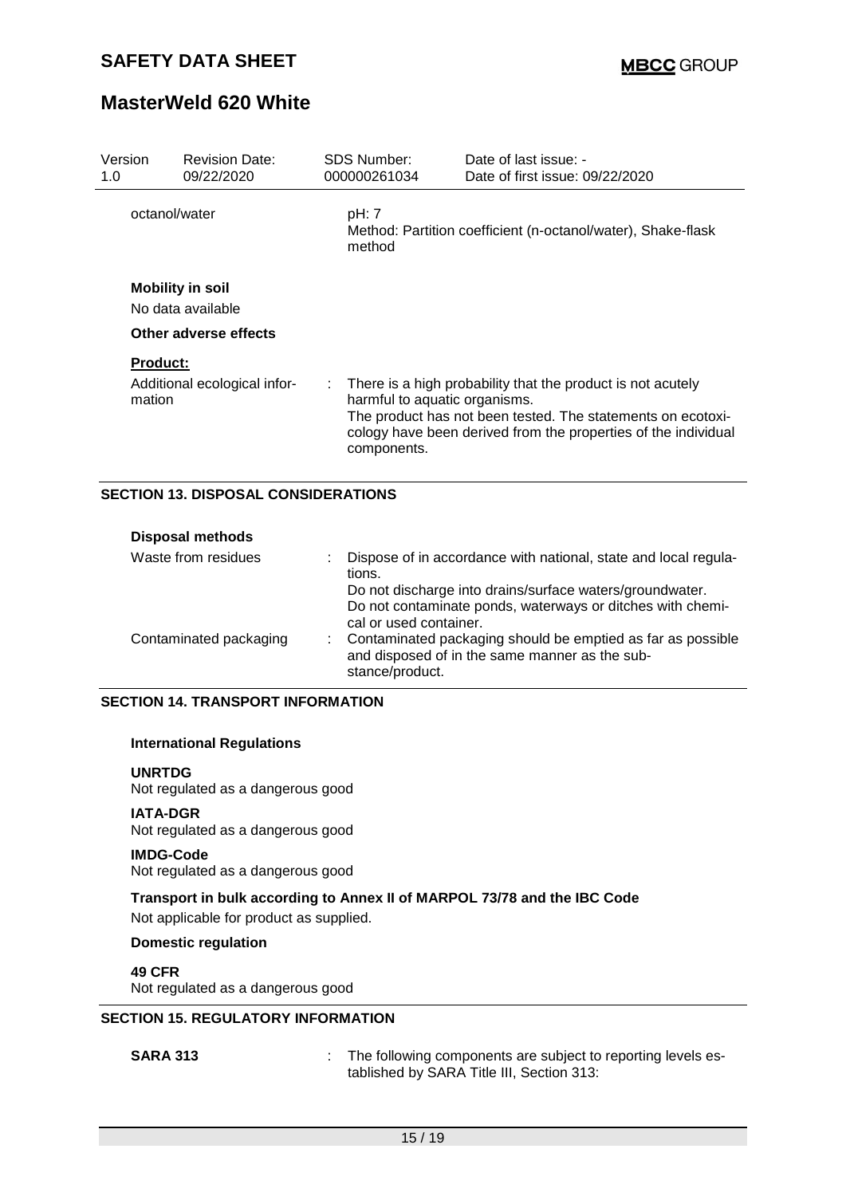| Version 1.0 | Revision Date: 09/22/2020 | SDS Number: 000000261034 | Date of last issue: - Date of first issue: 09/22/2020 |
|---|---|---|---|

octanol/water : pH: 7
Method: Partition coefficient (n-octanol/water), Shake-flask method

**Mobility in soil**

No data available

**Other adverse effects**

**Product:**

Additional ecological information : There is a high probability that the product is not acutely harmful to aquatic organisms.
The product has not been tested. The statements on ecotoxicology have been derived from the properties of the individual components.

## SECTION 13. DISPOSAL CONSIDERATIONS

**Disposal methods**

Waste from residues : Dispose of in accordance with national, state and local regulations.
Do not discharge into drains/surface waters/groundwater.
Do not contaminate ponds, waterways or ditches with chemical or used container.

Contaminated packaging : Contaminated packaging should be emptied as far as possible and disposed of in the same manner as the substance/product.

## SECTION 14. TRANSPORT INFORMATION

**International Regulations**

**UNRTDG**
Not regulated as a dangerous good

**IATA-DGR**
Not regulated as a dangerous good

**IMDG-Code**
Not regulated as a dangerous good

**Transport in bulk according to Annex II of MARPOL 73/78 and the IBC Code**
Not applicable for product as supplied.

**Domestic regulation**

**49 CFR**
Not regulated as a dangerous good

## SECTION 15. REGULATORY INFORMATION

**SARA 313** : The following components are subject to reporting levels established by SARA Title III, Section 313: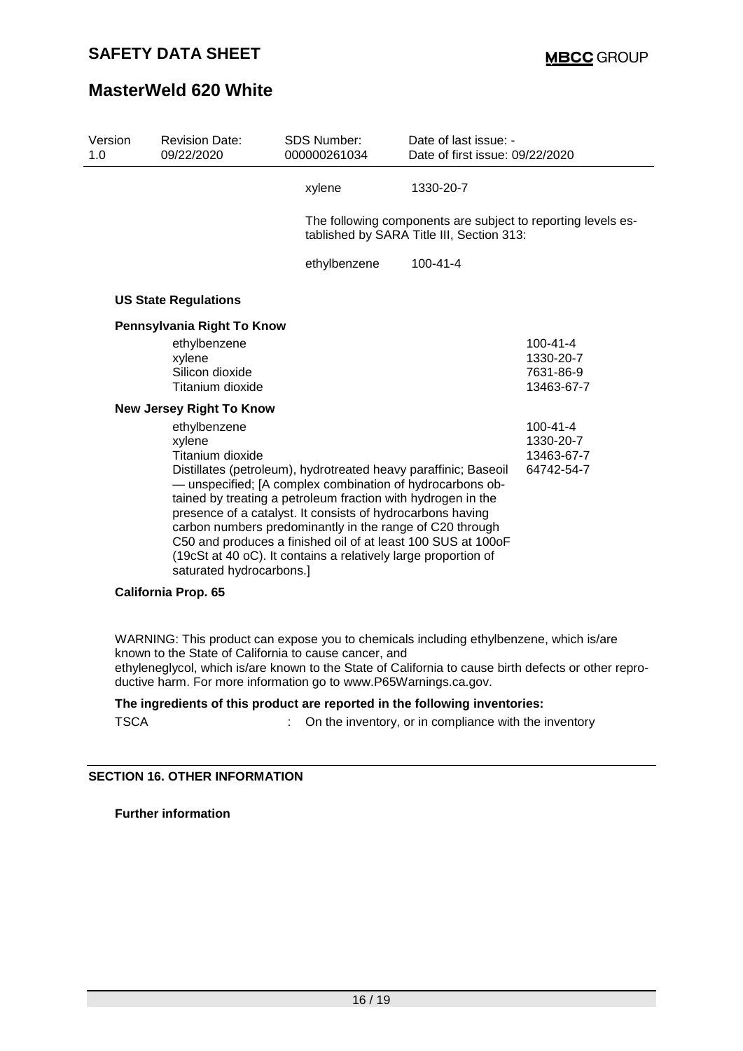| xylene | 1330-20-7 |
|---|---|

The following components are subject to reporting levels established by SARA Title III, Section 313:

| ethylbenzene | 100-41-4 |
|---|---|

**US State Regulations**

**Pennsylvania Right To Know**

| | |
|---|---|
| ethylbenzene | 100-41-4 |
| xylene | 1330-20-7 |
| Silicon dioxide | 7631-86-9 |
| Titanium dioxide | 13463-67-7 |

**New Jersey Right To Know**

| | |
|---|---|
| ethylbenzene | 100-41-4 |
| xylene | 1330-20-7 |
| Titanium dioxide | 13463-67-7 |
| Distillates (petroleum), hydrotreated heavy paraffinic; Baseoil — unspecified; [A complex combination of hydrocarbons obtained by treating a petroleum fraction with hydrogen in the presence of a catalyst. It consists of hydrocarbons having carbon numbers predominantly in the range of C20 through C50 and produces a finished oil of at least 100 SUS at 100oF (19cSt at 40 oC). It contains a relatively large proportion of saturated hydrocarbons.] | 64742-54-7 |

**California Prop. 65**

WARNING: This product can expose you to chemicals including ethylbenzene, which is/are known to the State of California to cause cancer, and ethyleneglycol, which is/are known to the State of California to cause birth defects or other reproductive harm. For more information go to www.P65Warnings.ca.gov.

**The ingredients of this product are reported in the following inventories:**

TSCA : On the inventory, or in compliance with the inventory

## SECTION 16. OTHER INFORMATION

**Further information**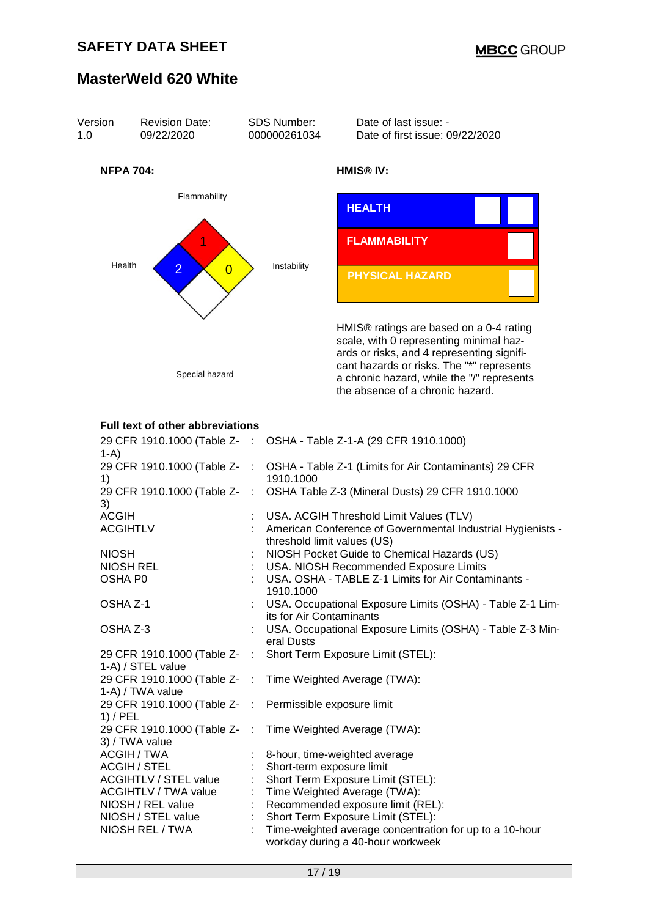# SAFETY DATA SHEET

# MasterWeld 620 White

| Version | Revision Date: | SDS Number: | Date of last issue: - |
|---|---|---|---|
| 1.0 | 09/22/2020 | 000000261034 | Date of first issue: 09/22/2020 |

**NFPA 704:**

Flammability: 1

Health: 2

Instability: 0

Special hazard

**HMIS® IV:**

| HEALTH | | |
|---|---|---|
| FLAMMABILITY | | |
| PHYSICAL HAZARD | | |

HMIS® ratings are based on a 0-4 rating scale, with 0 representing minimal hazards or risks, and 4 representing significant hazards or risks. The "*" represents a chronic hazard, while the "/" represents the absence of a chronic hazard.

**Full text of other abbreviations**

| | | |
|---|---|---|
| 29 CFR 1910.1000 (Table Z-1-A) | : | OSHA - Table Z-1-A (29 CFR 1910.1000) |
| 29 CFR 1910.1000 (Table Z-1) | : | OSHA - Table Z-1 (Limits for Air Contaminants) 29 CFR 1910.1000 |
| 29 CFR 1910.1000 (Table Z-3) | : | OSHA Table Z-3 (Mineral Dusts) 29 CFR 1910.1000 |
| ACGIH | : | USA. ACGIH Threshold Limit Values (TLV) |
| ACGIHTLV | : | American Conference of Governmental Industrial Hygienists - threshold limit values (US) |
| NIOSH | : | NIOSH Pocket Guide to Chemical Hazards (US) |
| NIOSH REL | : | USA. NIOSH Recommended Exposure Limits |
| OSHA P0 | : | USA. OSHA - TABLE Z-1 Limits for Air Contaminants - 1910.1000 |
| OSHA Z-1 | : | USA. Occupational Exposure Limits (OSHA) - Table Z-1 Limits for Air Contaminants |
| OSHA Z-3 | : | USA. Occupational Exposure Limits (OSHA) - Table Z-3 Mineral Dusts |
| 29 CFR 1910.1000 (Table Z-1-A) / STEL value | : | Short Term Exposure Limit (STEL): |
| 29 CFR 1910.1000 (Table Z-1-A) / TWA value | : | Time Weighted Average (TWA): |
| 29 CFR 1910.1000 (Table Z-1) / PEL | : | Permissible exposure limit |
| 29 CFR 1910.1000 (Table Z-3) / TWA value | : | Time Weighted Average (TWA): |
| ACGIH / TWA | : | 8-hour, time-weighted average |
| ACGIH / STEL | : | Short-term exposure limit |
| ACGIHTLV / STEL value | : | Short Term Exposure Limit (STEL): |
| ACGIHTLV / TWA value | : | Time Weighted Average (TWA): |
| NIOSH / REL value | : | Recommended exposure limit (REL): |
| NIOSH / STEL value | : | Short Term Exposure Limit (STEL): |
| NIOSH REL / TWA | : | Time-weighted average concentration for up to a 10-hour workday during a 40-hour workweek |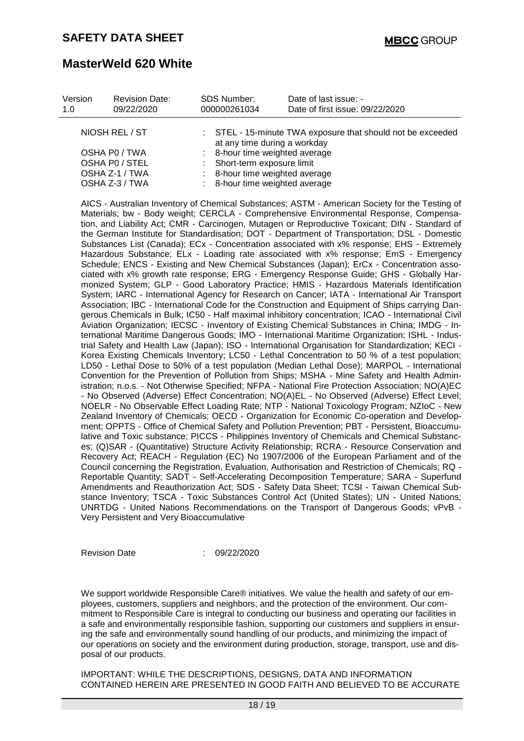| | |
|---|---|
| NIOSH REL / ST | : STEL - 15-minute TWA exposure that should not be exceeded at any time during a workday |
| OSHA P0 / TWA | : 8-hour time weighted average |
| OSHA P0 / STEL | : Short-term exposure limit |
| OSHA Z-1 / TWA | : 8-hour time weighted average |
| OSHA Z-3 / TWA | : 8-hour time weighted average |

AICS - Australian Inventory of Chemical Substances; ASTM - American Society for the Testing of Materials; bw - Body weight; CERCLA - Comprehensive Environmental Response, Compensation, and Liability Act; CMR - Carcinogen, Mutagen or Reproductive Toxicant; DIN - Standard of the German Institute for Standardisation; DOT - Department of Transportation; DSL - Domestic Substances List (Canada); ECx - Concentration associated with x% response; EHS - Extremely Hazardous Substance; ELx - Loading rate associated with x% response; EmS - Emergency Schedule; ENCS - Existing and New Chemical Substances (Japan); ErCx - Concentration associated with x% growth rate response; ERG - Emergency Response Guide; GHS - Globally Harmonized System; GLP - Good Laboratory Practice; HMIS - Hazardous Materials Identification System; IARC - International Agency for Research on Cancer; IATA - International Air Transport Association; IBC - International Code for the Construction and Equipment of Ships carrying Dangerous Chemicals in Bulk; IC50 - Half maximal inhibitory concentration; ICAO - International Civil Aviation Organization; IECSC - Inventory of Existing Chemical Substances in China; IMDG - International Maritime Dangerous Goods; IMO - International Maritime Organization; ISHL - Industrial Safety and Health Law (Japan); ISO - International Organisation for Standardization; KECI - Korea Existing Chemicals Inventory; LC50 - Lethal Concentration to 50 % of a test population; LD50 - Lethal Dose to 50% of a test population (Median Lethal Dose); MARPOL - International Convention for the Prevention of Pollution from Ships; MSHA - Mine Safety and Health Administration; n.o.s. - Not Otherwise Specified; NFPA - National Fire Protection Association; NO(A)EC - No Observed (Adverse) Effect Concentration; NO(A)EL - No Observed (Adverse) Effect Level; NOELR - No Observable Effect Loading Rate; NTP - National Toxicology Program; NZIoC - New Zealand Inventory of Chemicals; OECD - Organization for Economic Co-operation and Development; OPPTS - Office of Chemical Safety and Pollution Prevention; PBT - Persistent, Bioaccumulative and Toxic substance; PICCS - Philippines Inventory of Chemicals and Chemical Substances; (Q)SAR - (Quantitative) Structure Activity Relationship; RCRA - Resource Conservation and Recovery Act; REACH - Regulation (EC) No 1907/2006 of the European Parliament and of the Council concerning the Registration, Evaluation, Authorisation and Restriction of Chemicals; RQ - Reportable Quantity; SADT - Self-Accelerating Decomposition Temperature; SARA - Superfund Amendments and Reauthorization Act; SDS - Safety Data Sheet; TCSI - Taiwan Chemical Substance Inventory; TSCA - Toxic Substances Control Act (United States); UN - United Nations; UNRTDG - United Nations Recommendations on the Transport of Dangerous Goods; vPvB - Very Persistent and Very Bioaccumulative

Revision Date : 09/22/2020

We support worldwide Responsible Care® initiatives. We value the health and safety of our employees, customers, suppliers and neighbors, and the protection of the environment. Our commitment to Responsible Care is integral to conducting our business and operating our facilities in a safe and environmentally responsible fashion, supporting our customers and suppliers in ensuring the safe and environmentally sound handling of our products, and minimizing the impact of our operations on society and the environment during production, storage, transport, use and disposal of our products.

IMPORTANT: WHILE THE DESCRIPTIONS, DESIGNS, DATA AND INFORMATION CONTAINED HEREIN ARE PRESENTED IN GOOD FAITH AND BELIEVED TO BE ACCURATE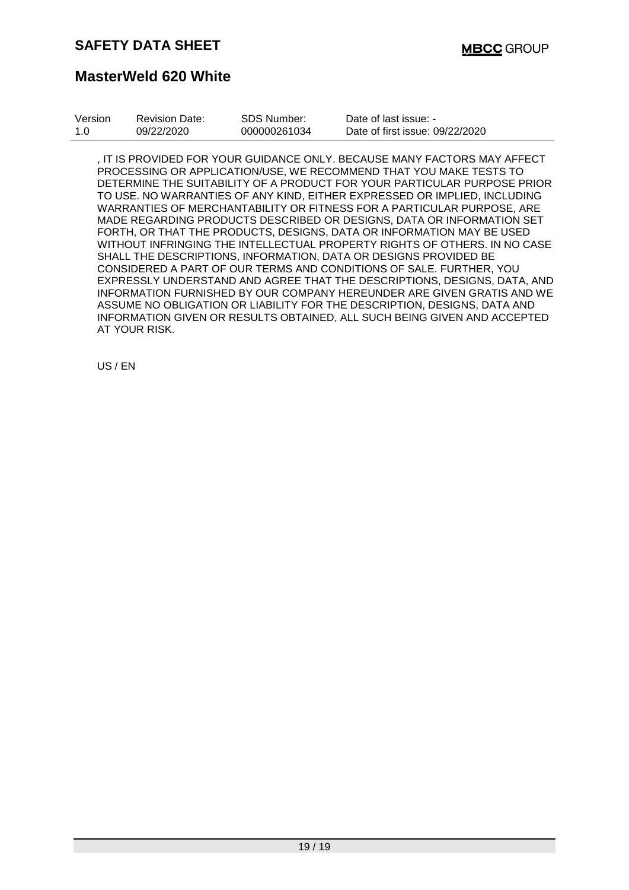, IT IS PROVIDED FOR YOUR GUIDANCE ONLY. BECAUSE MANY FACTORS MAY AFFECT PROCESSING OR APPLICATION/USE, WE RECOMMEND THAT YOU MAKE TESTS TO DETERMINE THE SUITABILITY OF A PRODUCT FOR YOUR PARTICULAR PURPOSE PRIOR TO USE. NO WARRANTIES OF ANY KIND, EITHER EXPRESSED OR IMPLIED, INCLUDING WARRANTIES OF MERCHANTABILITY OR FITNESS FOR A PARTICULAR PURPOSE, ARE MADE REGARDING PRODUCTS DESCRIBED OR DESIGNS, DATA OR INFORMATION SET FORTH, OR THAT THE PRODUCTS, DESIGNS, DATA OR INFORMATION MAY BE USED WITHOUT INFRINGING THE INTELLECTUAL PROPERTY RIGHTS OF OTHERS. IN NO CASE SHALL THE DESCRIPTIONS, INFORMATION, DATA OR DESIGNS PROVIDED BE CONSIDERED A PART OF OUR TERMS AND CONDITIONS OF SALE. FURTHER, YOU EXPRESSLY UNDERSTAND AND AGREE THAT THE DESCRIPTIONS, DESIGNS, DATA, AND INFORMATION FURNISHED BY OUR COMPANY HEREUNDER ARE GIVEN GRATIS AND WE ASSUME NO OBLIGATION OR LIABILITY FOR THE DESCRIPTION, DESIGNS, DATA AND INFORMATION GIVEN OR RESULTS OBTAINED, ALL SUCH BEING GIVEN AND ACCEPTED AT YOUR RISK.

US / EN